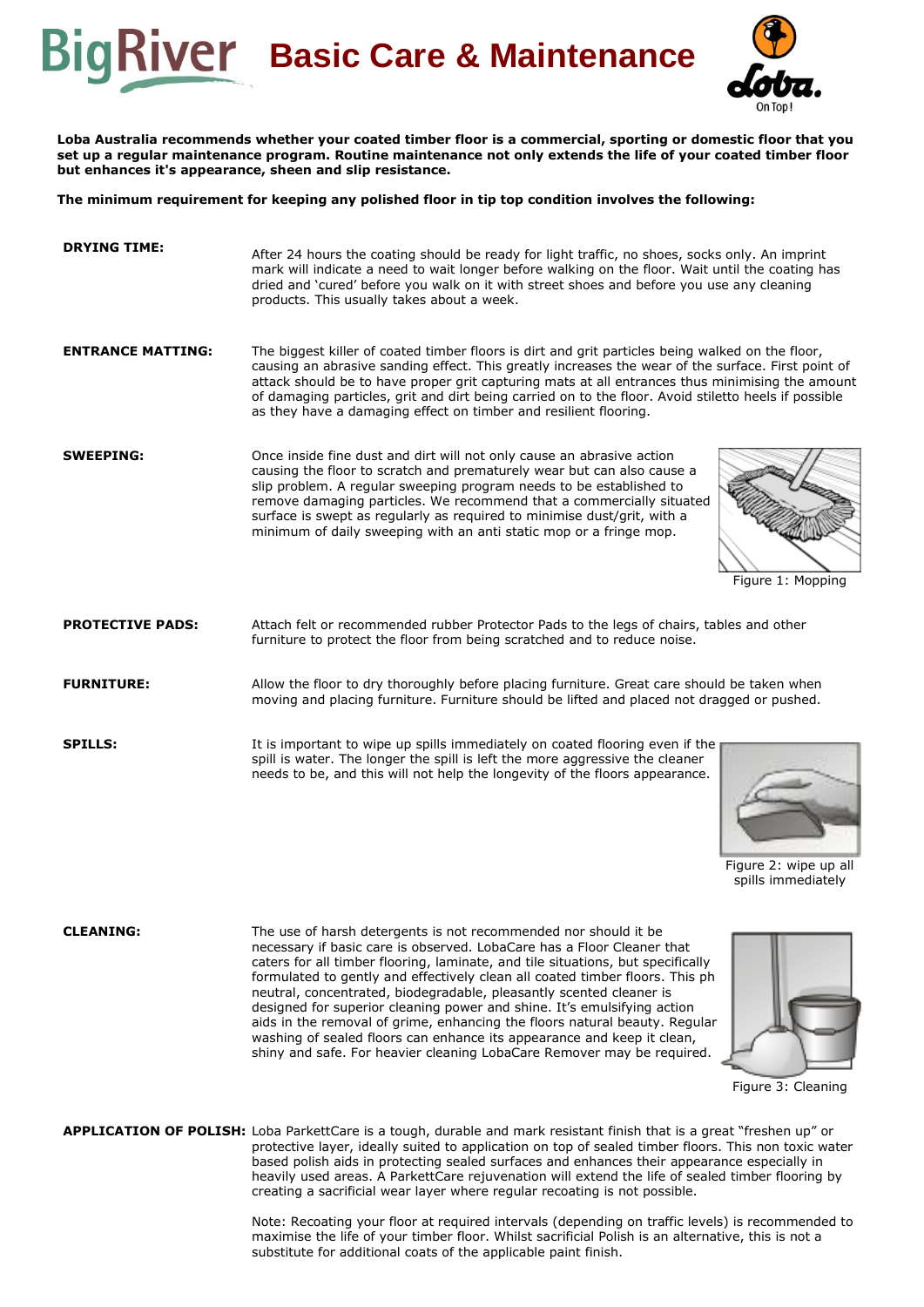# Basic Care & Maintenance

**Loba Australia recommends whether your coated timber floor is a commercial, sporting or domestic floor that you set up a regular maintenance program. Routine maintenance not only extends the life of your coated timber floor but enhances it's appearance, sheen and slip resistance.**

**The minimum requirement for keeping any polished floor in tip top condition involves the following:**

**DRYING TIME:** After 24 hours the coating should be ready for light traffic, no shoes, socks only. An imprint mark will indicate a need to wait longer before walking on the floor. Wait until the coating has dried and 'cured' before you walk on it with street shoes and before you use any cleaning products. This usually takes about a week.

**ENTRANCE MATTING:** The biggest killer of coated timber floors is dirt and grit particles being walked on the floor, causing an abrasive sanding effect. This greatly increases the wear of the surface. First point of attack should be to have proper grit capturing mats at all entrances thus minimising the amount of damaging particles, grit and dirt being carried on to the floor. Avoid stiletto heels if possible as they have a damaging effect on timber and resilient flooring.

**SWEEPING:** Once inside fine dust and dirt will not only cause an abrasive action causing the floor to scratch and prematurely wear but can also cause a slip problem. A regular sweeping program needs to be established to remove damaging particles. We recommend that a commercially situated surface is swept as regularly as required to minimise dust/grit, with a minimum of daily sweeping with an anti static mop or a fringe mop.

Figure 1: Mopping

**PROTECTIVE PADS:** Attach felt or recommended rubber Protector Pads to the legs of chairs, tables and other furniture to protect the floor from being scratched and to reduce noise.

**FURNITURE:** Allow the floor to dry thoroughly before placing furniture. Great care should be taken when moving and placing furniture. Furniture should be lifted and placed not dragged or pushed.

**SPILLS:** It is important to wipe up spills immediately on coated flooring even if the spill is water. The longer the spill is left the more aggressive the cleaner needs to be, and this will not help the longevity of the floors appearance.

Figure 2: wipe up all spills immediately

**CLEANING:** The use of harsh detergents is not recommended nor should it be necessary if basic care is observed. LobaCare has a Floor Cleaner that caters for all timber flooring, laminate, and tile situations, but specifically formulated to gently and effectively clean all coated timber floors. This ph neutral, concentrated, biodegradable, pleasantly scented cleaner is designed for superior cleaning power and shine. It's emulsifying action aids in the removal of grime, enhancing the floors natural beauty. Regular washing of sealed floors can enhance its appearance and keep it clean, shiny and safe. For heavier cleaning LobaCare Remover may be required.

Figure 3: Cleaning

**APPLICATION OF POLISH:** Loba ParkettCare is a tough, durable and mark resistant finish that is a great "freshen up" or protective layer, ideally suited to application on top of sealed timber floors. This non toxic water based polish aids in protecting sealed surfaces and enhances their appearance especially in heavily used areas. A ParkettCare rejuvenation will extend the life of sealed timber flooring by creating a sacrificial wear layer where regular recoating is not possible.

Note: Recoating your floor at required intervals (depending on traffic levels) is recommended to maximise the life of your timber floor. Whilst sacrificial Polish is an alternative, this is not a substitute for additional coats of the applicable paint finish.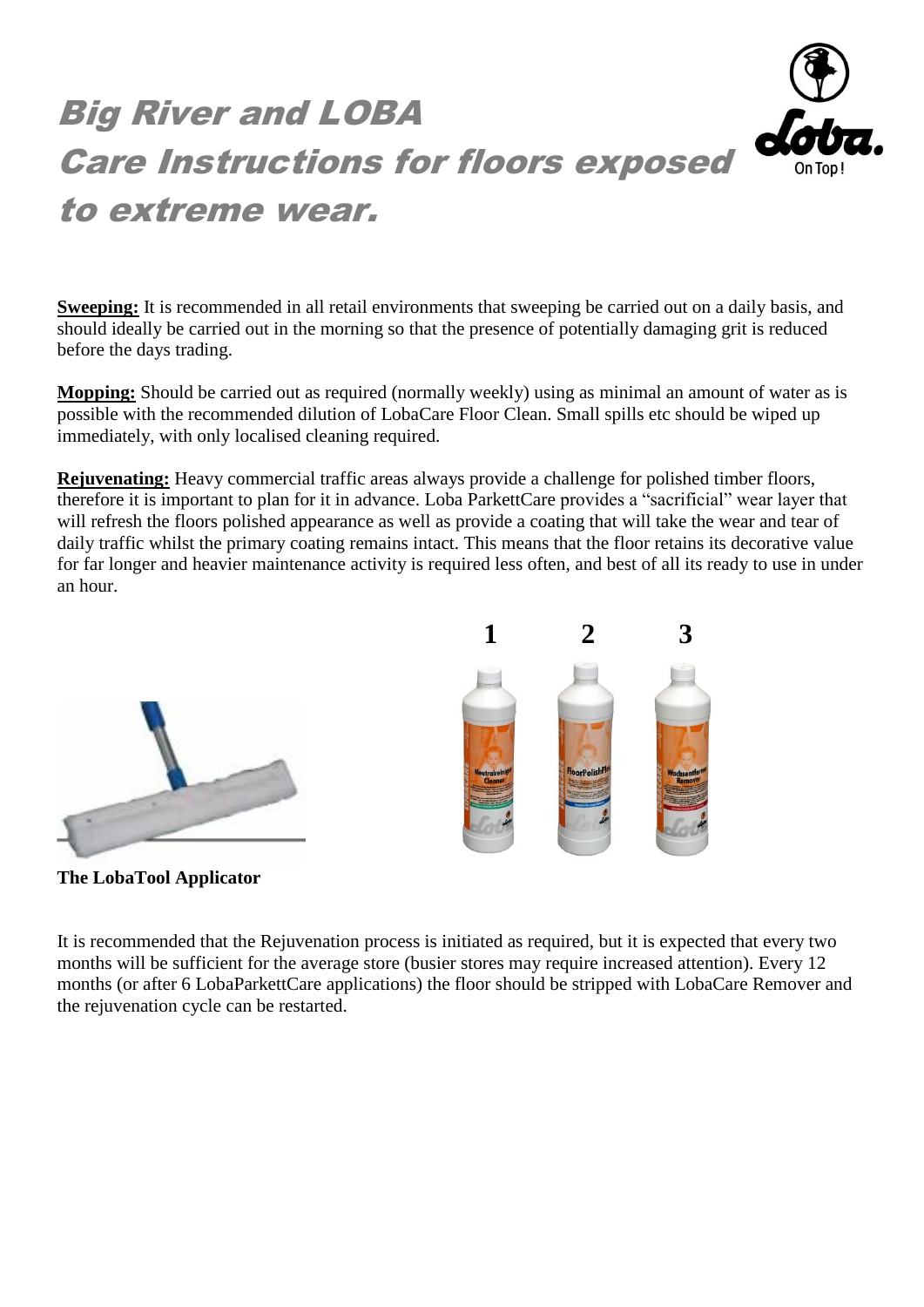# Big River and LOBA Care Instructions for floors exposed to extreme wear.

**Sweeping:** It is recommended in all retail environments that sweeping be carried out on a daily basis, and should ideally be carried out in the morning so that the presence of potentially damaging grit is reduced before the days trading.

**Mopping:** Should be carried out as required (normally weekly) using as minimal an amount of water as is possible with the recommended dilution of LobaCare Floor Clean. Small spills etc should be wiped up immediately, with only localised cleaning required.

**Rejuvenating:** Heavy commercial traffic areas always provide a challenge for polished timber floors, therefore it is important to plan for it in advance. Loba ParkettCare provides a "sacrificial" wear layer that will refresh the floors polished appearance as well as provide a coating that will take the wear and tear of daily traffic whilst the primary coating remains intact. This means that the floor retains its decorative value for far longer and heavier maintenance activity is required less often, and best of all its ready to use in under an hour.

1 2 3

**The LobaTool Applicator**

It is recommended that the Rejuvenation process is initiated as required, but it is expected that every two months will be sufficient for the average store (busier stores may require increased attention). Every 12 months (or after 6 LobaParkettCare applications) the floor should be stripped with LobaCare Remover and the rejuvenation cycle can be restarted.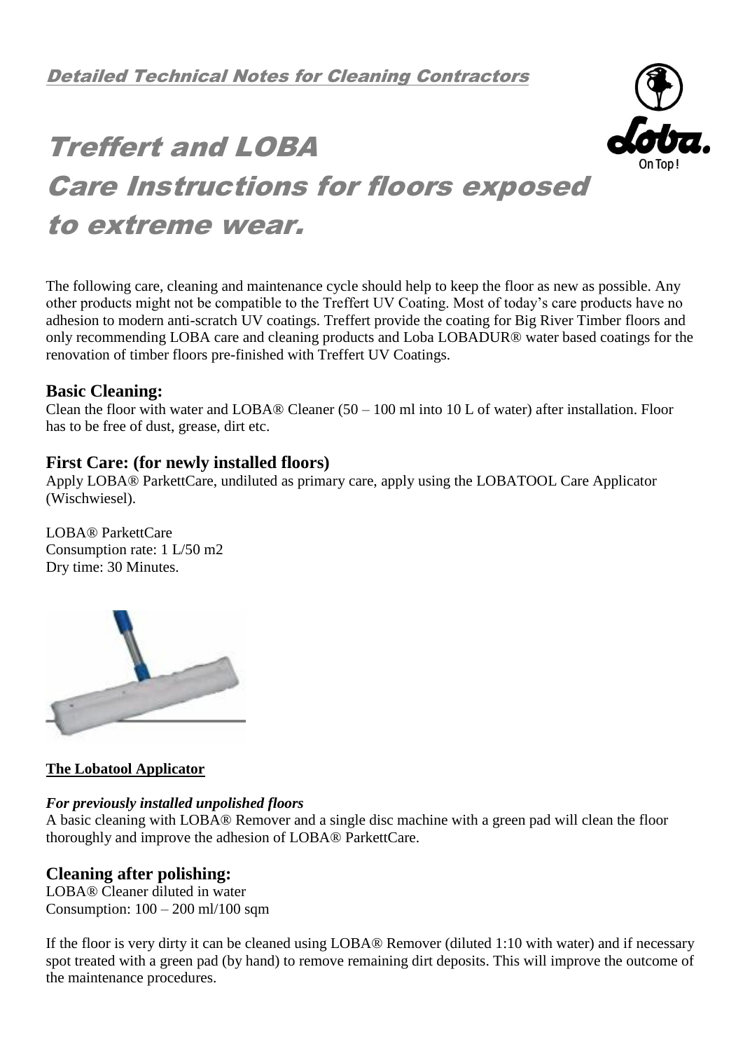*Detailed Technical Notes for Cleaning Contractors*

# Treffert and LOBA Care Instructions for floors exposed to extreme wear.

The following care, cleaning and maintenance cycle should help to keep the floor as new as possible. Any other products might not be compatible to the Treffert UV Coating. Most of today's care products have no adhesion to modern anti-scratch UV coatings. Treffert provide the coating for Big River Timber floors and only recommending LOBA care and cleaning products and Loba LOBADUR® water based coatings for the renovation of timber floors pre-finished with Treffert UV Coatings.

## Basic Cleaning:

Clean the floor with water and LOBA® Cleaner (50 – 100 ml into 10 L of water) after installation. Floor has to be free of dust, grease, dirt etc.

## First Care: (for newly installed floors)

Apply LOBA® ParkettCare, undiluted as primary care, apply using the LOBATOOL Care Applicator (Wischwiesel).

LOBA® ParkettCare
Consumption rate: 1 L/50 m2
Dry time: 30 Minutes.

**The Lobatool Applicator**

***For previously installed unpolished floors***

A basic cleaning with LOBA® Remover and a single disc machine with a green pad will clean the floor thoroughly and improve the adhesion of LOBA® ParkettCare.

## Cleaning after polishing:

LOBA® Cleaner diluted in water
Consumption: 100 – 200 ml/100 sqm

If the floor is very dirty it can be cleaned using LOBA® Remover (diluted 1:10 with water) and if necessary spot treated with a green pad (by hand) to remove remaining dirt deposits. This will improve the outcome of the maintenance procedures.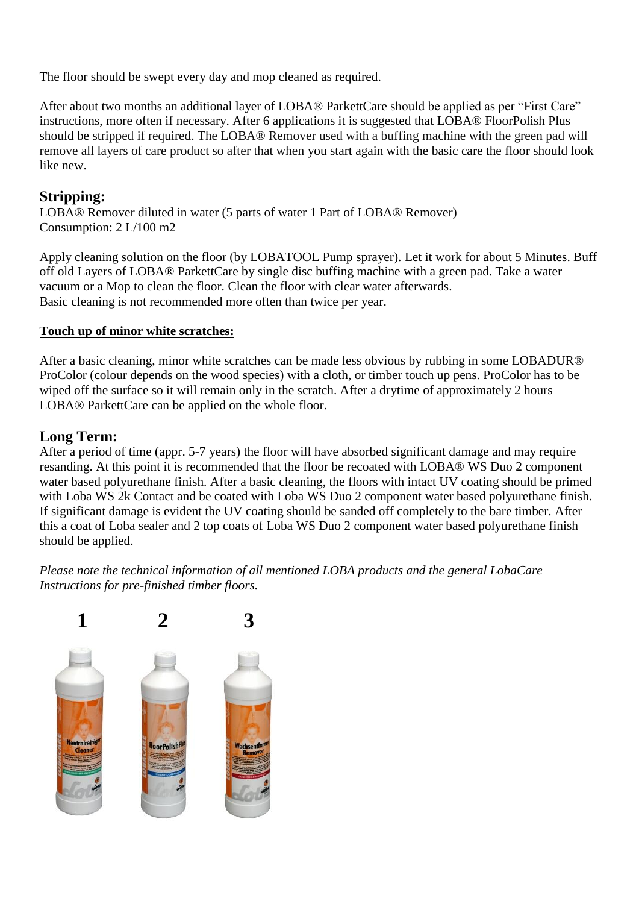The floor should be swept every day and mop cleaned as required.

After about two months an additional layer of LOBA® ParkettCare should be applied as per "First Care" instructions, more often if necessary. After 6 applications it is suggested that LOBA® FloorPolish Plus should be stripped if required. The LOBA® Remover used with a buffing machine with the green pad will remove all layers of care product so after that when you start again with the basic care the floor should look like new.

## Stripping:

LOBA® Remover diluted in water (5 parts of water 1 Part of LOBA® Remover)
Consumption: 2 L/100 m2

Apply cleaning solution on the floor (by LOBATOOL Pump sprayer). Let it work for about 5 Minutes. Buff off old Layers of LOBA® ParkettCare by single disc buffing machine with a green pad. Take a water vacuum or a Mop to clean the floor. Clean the floor with clear water afterwards.
Basic cleaning is not recommended more often than twice per year.

**Touch up of minor white scratches:**

After a basic cleaning, minor white scratches can be made less obvious by rubbing in some LOBADUR® ProColor (colour depends on the wood species) with a cloth, or timber touch up pens. ProColor has to be wiped off the surface so it will remain only in the scratch. After a drytime of approximately 2 hours LOBA® ParkettCare can be applied on the whole floor.

## Long Term:

After a period of time (appr. 5-7 years) the floor will have absorbed significant damage and may require resanding. At this point it is recommended that the floor be recoated with LOBA® WS Duo 2 component water based polyurethane finish. After a basic cleaning, the floors with intact UV coating should be primed with Loba WS 2k Contact and be coated with Loba WS Duo 2 component water based polyurethane finish. If significant damage is evident the UV coating should be sanded off completely to the bare timber. After this a coat of Loba sealer and 2 top coats of Loba WS Duo 2 component water based polyurethane finish should be applied.

*Please note the technical information of all mentioned LOBA products and the general LobaCare Instructions for pre-finished timber floors.*

**1** **2** **3**